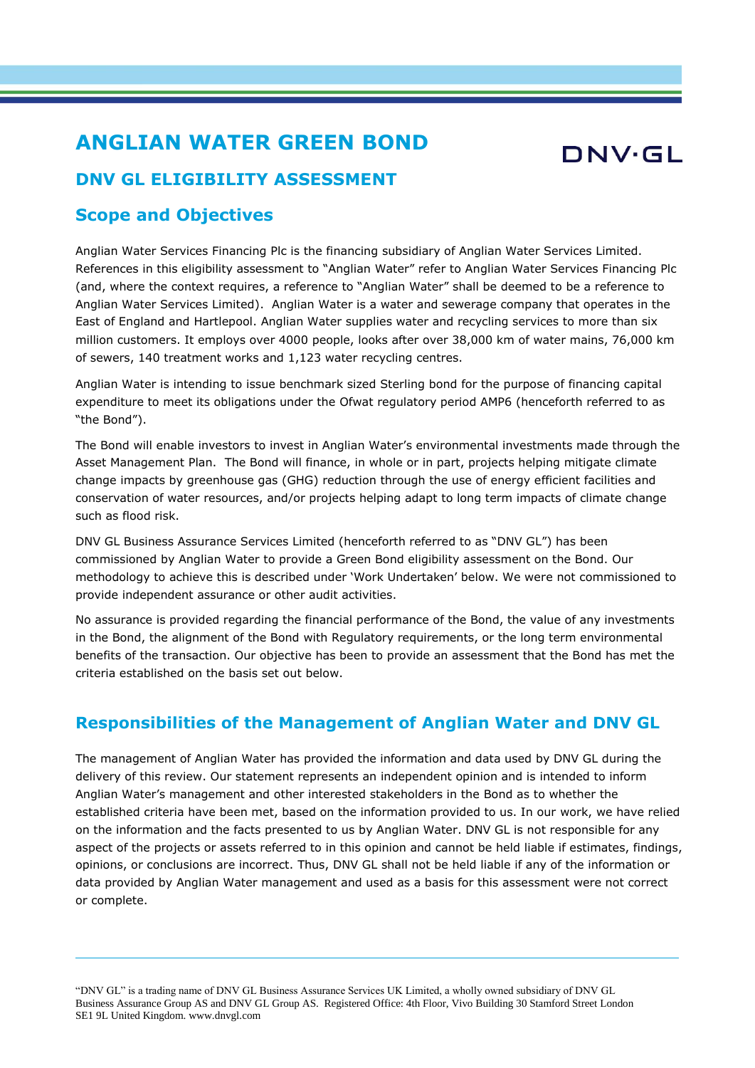# ANGLIAN WATER GREEN BOND

DNV·GL

## DNV GL ELIGIBILITY ASSESSMENT

## Scope and Objectives

Anglian Water Services Financing Plc is the financing subsidiary of Anglian Water Services Limited. References in this eligibility assessment to "Anglian Water" refer to Anglian Water Services Financing Plc (and, where the context requires, a reference to "Anglian Water" shall be deemed to be a reference to Anglian Water Services Limited). Anglian Water is a water and sewerage company that operates in the East of England and Hartlepool. Anglian Water supplies water and recycling services to more than six million customers. It employs over 4000 people, looks after over 38,000 km of water mains, 76,000 km of sewers, 140 treatment works and 1,123 water recycling centres.

Anglian Water is intending to issue benchmark sized Sterling bond for the purpose of financing capital expenditure to meet its obligations under the Ofwat regulatory period AMP6 (henceforth referred to as "the Bond").

The Bond will enable investors to invest in Anglian Water's environmental investments made through the Asset Management Plan. The Bond will finance, in whole or in part, projects helping mitigate climate change impacts by greenhouse gas (GHG) reduction through the use of energy efficient facilities and conservation of water resources, and/or projects helping adapt to long term impacts of climate change such as flood risk.

DNV GL Business Assurance Services Limited (henceforth referred to as "DNV GL") has been commissioned by Anglian Water to provide a Green Bond eligibility assessment on the Bond. Our methodology to achieve this is described under 'Work Undertaken' below. We were not commissioned to provide independent assurance or other audit activities.

No assurance is provided regarding the financial performance of the Bond, the value of any investments in the Bond, the alignment of the Bond with Regulatory requirements, or the long term environmental benefits of the transaction. Our objective has been to provide an assessment that the Bond has met the criteria established on the basis set out below.

## Responsibilities of the Management of Anglian Water and DNV GL

The management of Anglian Water has provided the information and data used by DNV GL during the delivery of this review. Our statement represents an independent opinion and is intended to inform Anglian Water's management and other interested stakeholders in the Bond as to whether the established criteria have been met, based on the information provided to us. In our work, we have relied on the information and the facts presented to us by Anglian Water. DNV GL is not responsible for any aspect of the projects or assets referred to in this opinion and cannot be held liable if estimates, findings, opinions, or conclusions are incorrect. Thus, DNV GL shall not be held liable if any of the information or data provided by Anglian Water management and used as a basis for this assessment were not correct or complete.

---

"DNV GL" is a trading name of DNV GL Business Assurance Services UK Limited, a wholly owned subsidiary of DNV GL Business Assurance Group AS and DNV GL Group AS. Registered Office: 4th Floor, Vivo Building 30 Stamford Street London SE1 9L United Kingdom. www.dnvgl.com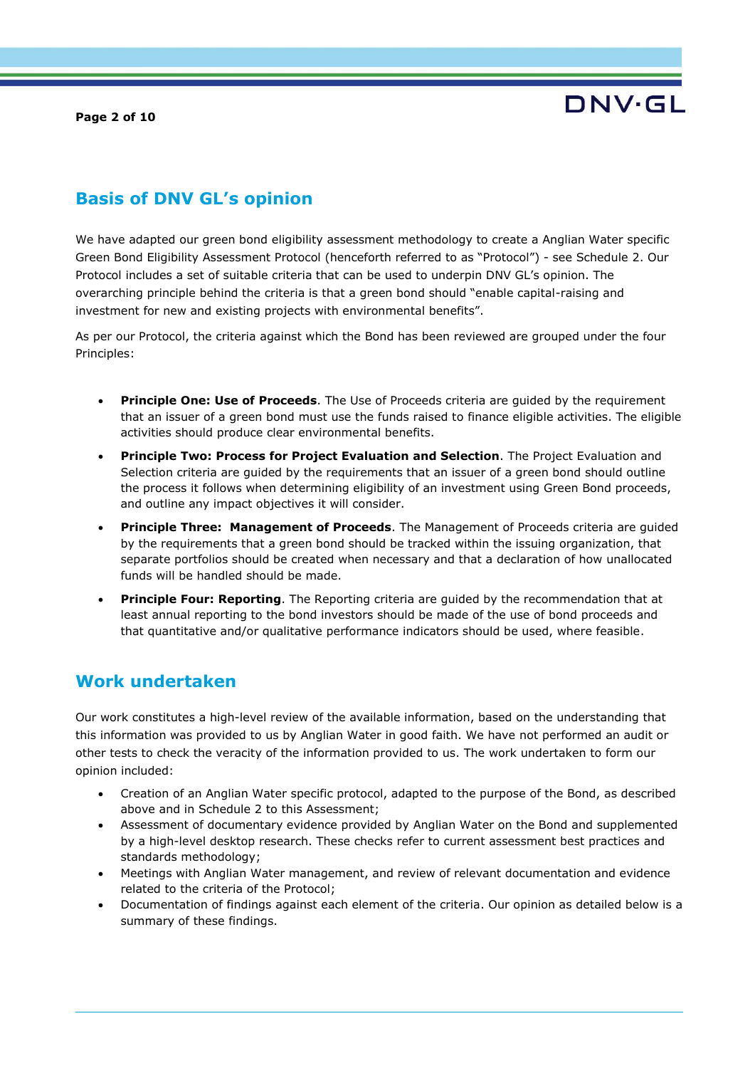## Basis of DNV GL's opinion

We have adapted our green bond eligibility assessment methodology to create a Anglian Water specific Green Bond Eligibility Assessment Protocol (henceforth referred to as "Protocol") - see Schedule 2. Our Protocol includes a set of suitable criteria that can be used to underpin DNV GL's opinion. The overarching principle behind the criteria is that a green bond should "enable capital-raising and investment for new and existing projects with environmental benefits".

As per our Protocol, the criteria against which the Bond has been reviewed are grouped under the four Principles:

- **Principle One: Use of Proceeds**. The Use of Proceeds criteria are guided by the requirement that an issuer of a green bond must use the funds raised to finance eligible activities. The eligible activities should produce clear environmental benefits.
- **Principle Two: Process for Project Evaluation and Selection**. The Project Evaluation and Selection criteria are guided by the requirements that an issuer of a green bond should outline the process it follows when determining eligibility of an investment using Green Bond proceeds, and outline any impact objectives it will consider.
- **Principle Three: Management of Proceeds**. The Management of Proceeds criteria are guided by the requirements that a green bond should be tracked within the issuing organization, that separate portfolios should be created when necessary and that a declaration of how unallocated funds will be handled should be made.
- **Principle Four: Reporting**. The Reporting criteria are guided by the recommendation that at least annual reporting to the bond investors should be made of the use of bond proceeds and that quantitative and/or qualitative performance indicators should be used, where feasible.

## Work undertaken

Our work constitutes a high-level review of the available information, based on the understanding that this information was provided to us by Anglian Water in good faith. We have not performed an audit or other tests to check the veracity of the information provided to us. The work undertaken to form our opinion included:

- Creation of an Anglian Water specific protocol, adapted to the purpose of the Bond, as described above and in Schedule 2 to this Assessment;
- Assessment of documentary evidence provided by Anglian Water on the Bond and supplemented by a high-level desktop research. These checks refer to current assessment best practices and standards methodology;
- Meetings with Anglian Water management, and review of relevant documentation and evidence related to the criteria of the Protocol;
- Documentation of findings against each element of the criteria. Our opinion as detailed below is a summary of these findings.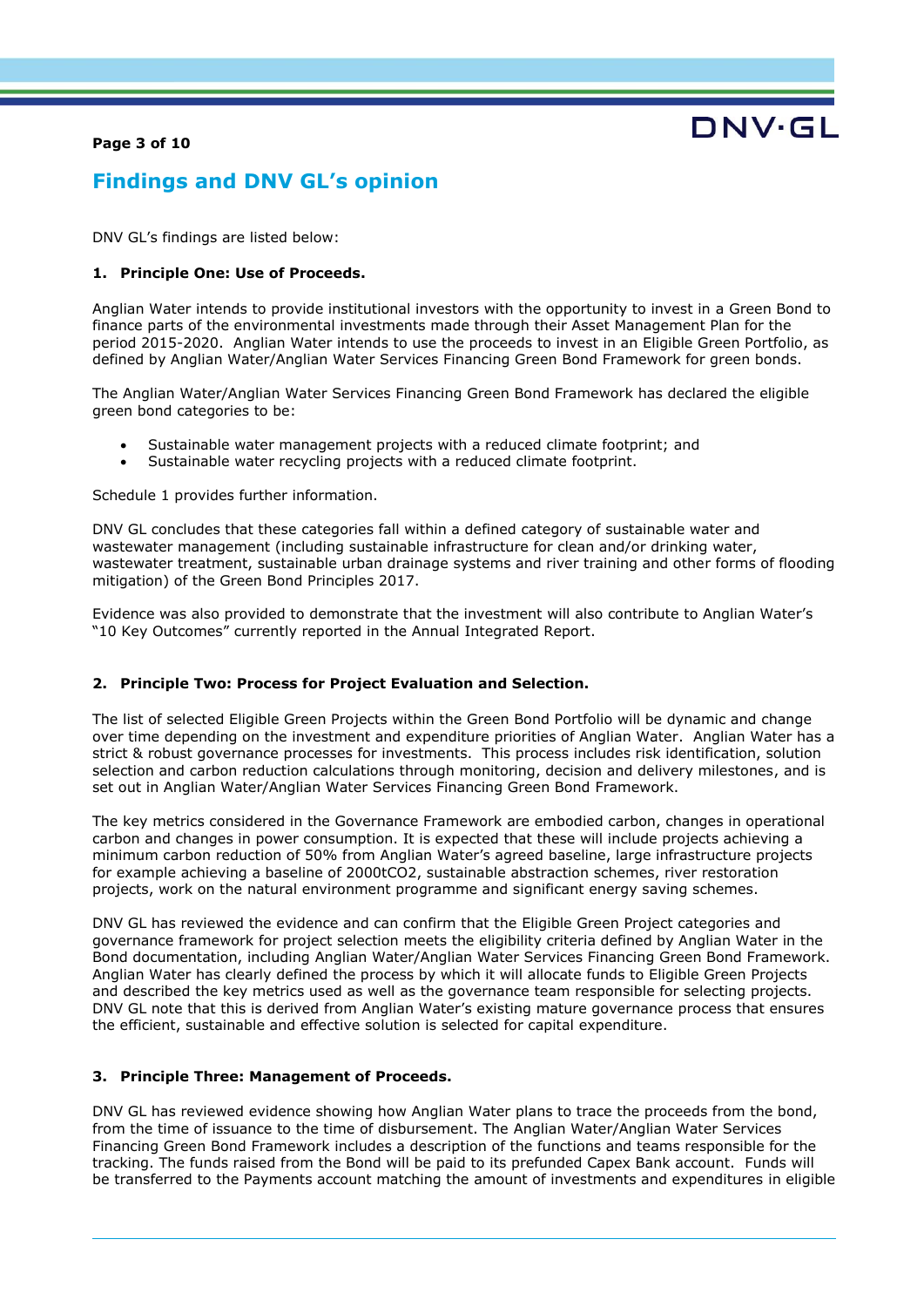## Findings and DNV GL's opinion

DNV GL's findings are listed below:

### 1. Principle One: Use of Proceeds.

Anglian Water intends to provide institutional investors with the opportunity to invest in a Green Bond to finance parts of the environmental investments made through their Asset Management Plan for the period 2015-2020. Anglian Water intends to use the proceeds to invest in an Eligible Green Portfolio, as defined by Anglian Water/Anglian Water Services Financing Green Bond Framework for green bonds.

The Anglian Water/Anglian Water Services Financing Green Bond Framework has declared the eligible green bond categories to be:

- Sustainable water management projects with a reduced climate footprint; and
- Sustainable water recycling projects with a reduced climate footprint.

Schedule 1 provides further information.

DNV GL concludes that these categories fall within a defined category of sustainable water and wastewater management (including sustainable infrastructure for clean and/or drinking water, wastewater treatment, sustainable urban drainage systems and river training and other forms of flooding mitigation) of the Green Bond Principles 2017.

Evidence was also provided to demonstrate that the investment will also contribute to Anglian Water's "10 Key Outcomes" currently reported in the Annual Integrated Report.

### 2. Principle Two: Process for Project Evaluation and Selection.

The list of selected Eligible Green Projects within the Green Bond Portfolio will be dynamic and change over time depending on the investment and expenditure priorities of Anglian Water. Anglian Water has a strict & robust governance processes for investments. This process includes risk identification, solution selection and carbon reduction calculations through monitoring, decision and delivery milestones, and is set out in Anglian Water/Anglian Water Services Financing Green Bond Framework.

The key metrics considered in the Governance Framework are embodied carbon, changes in operational carbon and changes in power consumption. It is expected that these will include projects achieving a minimum carbon reduction of 50% from Anglian Water's agreed baseline, large infrastructure projects for example achieving a baseline of 2000t$CO_2$, sustainable abstraction schemes, river restoration projects, work on the natural environment programme and significant energy saving schemes.

DNV GL has reviewed the evidence and can confirm that the Eligible Green Project categories and governance framework for project selection meets the eligibility criteria defined by Anglian Water in the Bond documentation, including Anglian Water/Anglian Water Services Financing Green Bond Framework. Anglian Water has clearly defined the process by which it will allocate funds to Eligible Green Projects and described the key metrics used as well as the governance team responsible for selecting projects. DNV GL note that this is derived from Anglian Water's existing mature governance process that ensures the efficient, sustainable and effective solution is selected for capital expenditure.

### 3. Principle Three: Management of Proceeds.

DNV GL has reviewed evidence showing how Anglian Water plans to trace the proceeds from the bond, from the time of issuance to the time of disbursement. The Anglian Water/Anglian Water Services Financing Green Bond Framework includes a description of the functions and teams responsible for the tracking. The funds raised from the Bond will be paid to its prefunded Capex Bank account. Funds will be transferred to the Payments account matching the amount of investments and expenditures in eligible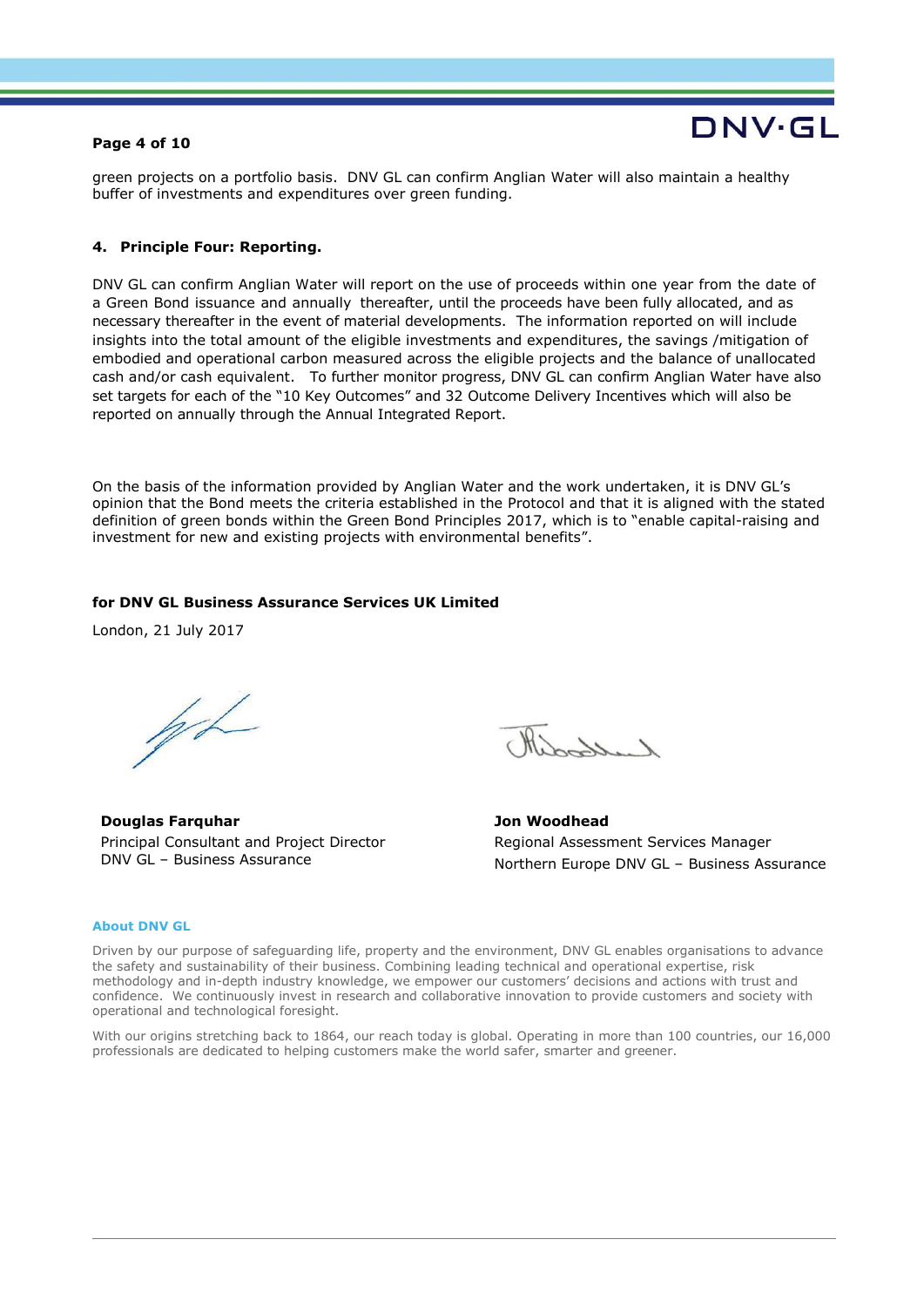green projects on a portfolio basis. DNV GL can confirm Anglian Water will also maintain a healthy buffer of investments and expenditures over green funding.

## 4. Principle Four: Reporting.

DNV GL can confirm Anglian Water will report on the use of proceeds within one year from the date of a Green Bond issuance and annually thereafter, until the proceeds have been fully allocated, and as necessary thereafter in the event of material developments. The information reported on will include insights into the total amount of the eligible investments and expenditures, the savings /mitigation of embodied and operational carbon measured across the eligible projects and the balance of unallocated cash and/or cash equivalent. To further monitor progress, DNV GL can confirm Anglian Water have also set targets for each of the "10 Key Outcomes" and 32 Outcome Delivery Incentives which will also be reported on annually through the Annual Integrated Report.

On the basis of the information provided by Anglian Water and the work undertaken, it is DNV GL's opinion that the Bond meets the criteria established in the Protocol and that it is aligned with the stated definition of green bonds within the Green Bond Principles 2017, which is to "enable capital-raising and investment for new and existing projects with environmental benefits".

**for DNV GL Business Assurance Services UK Limited**

London, 21 July 2017

**Douglas Farquhar**
Principal Consultant and Project Director
DNV GL – Business Assurance

**Jon Woodhead**
Regional Assessment Services Manager
Northern Europe DNV GL – Business Assurance

**About DNV GL**

Driven by our purpose of safeguarding life, property and the environment, DNV GL enables organisations to advance the safety and sustainability of their business. Combining leading technical and operational expertise, risk methodology and in-depth industry knowledge, we empower our customers' decisions and actions with trust and confidence. We continuously invest in research and collaborative innovation to provide customers and society with operational and technological foresight.

With our origins stretching back to 1864, our reach today is global. Operating in more than 100 countries, our 16,000 professionals are dedicated to helping customers make the world safer, smarter and greener.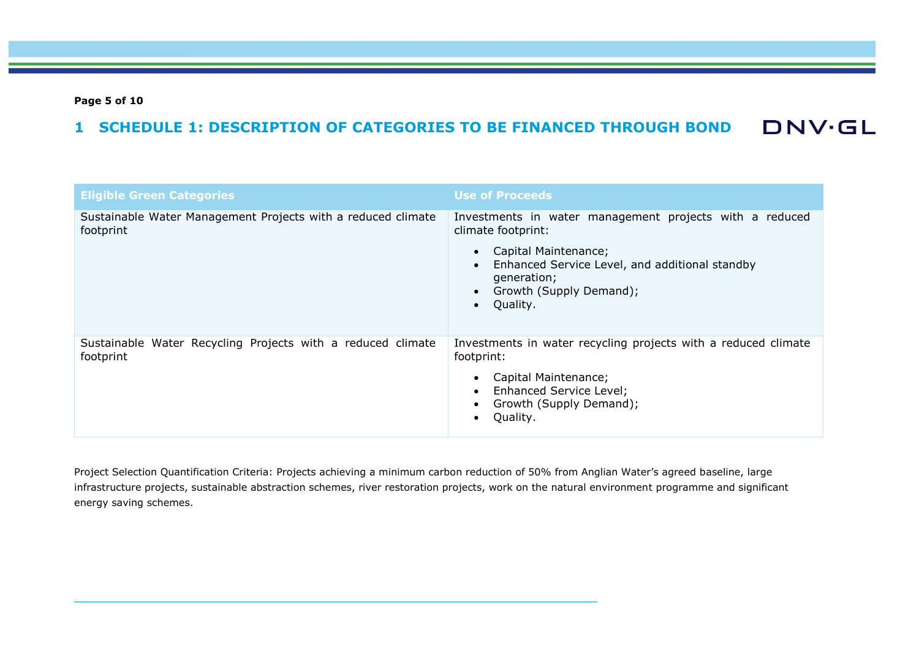# 1 SCHEDULE 1: DESCRIPTION OF CATEGORIES TO BE FINANCED THROUGH BOND

| Eligible Green Categories | Use of Proceeds |
|---|---|
| Sustainable Water Management Projects with a reduced climate footprint | Investments in water management projects with a reduced climate footprint:<br>• Capital Maintenance;<br>• Enhanced Service Level, and additional standby generation;<br>• Growth (Supply Demand);<br>• Quality. |
| Sustainable Water Recycling Projects with a reduced climate footprint | Investments in water recycling projects with a reduced climate footprint:<br>• Capital Maintenance;<br>• Enhanced Service Level;<br>• Growth (Supply Demand);<br>• Quality. |

Project Selection Quantification Criteria: Projects achieving a minimum carbon reduction of 50% from Anglian Water's agreed baseline, large infrastructure projects, sustainable abstraction schemes, river restoration projects, work on the natural environment programme and significant energy saving schemes.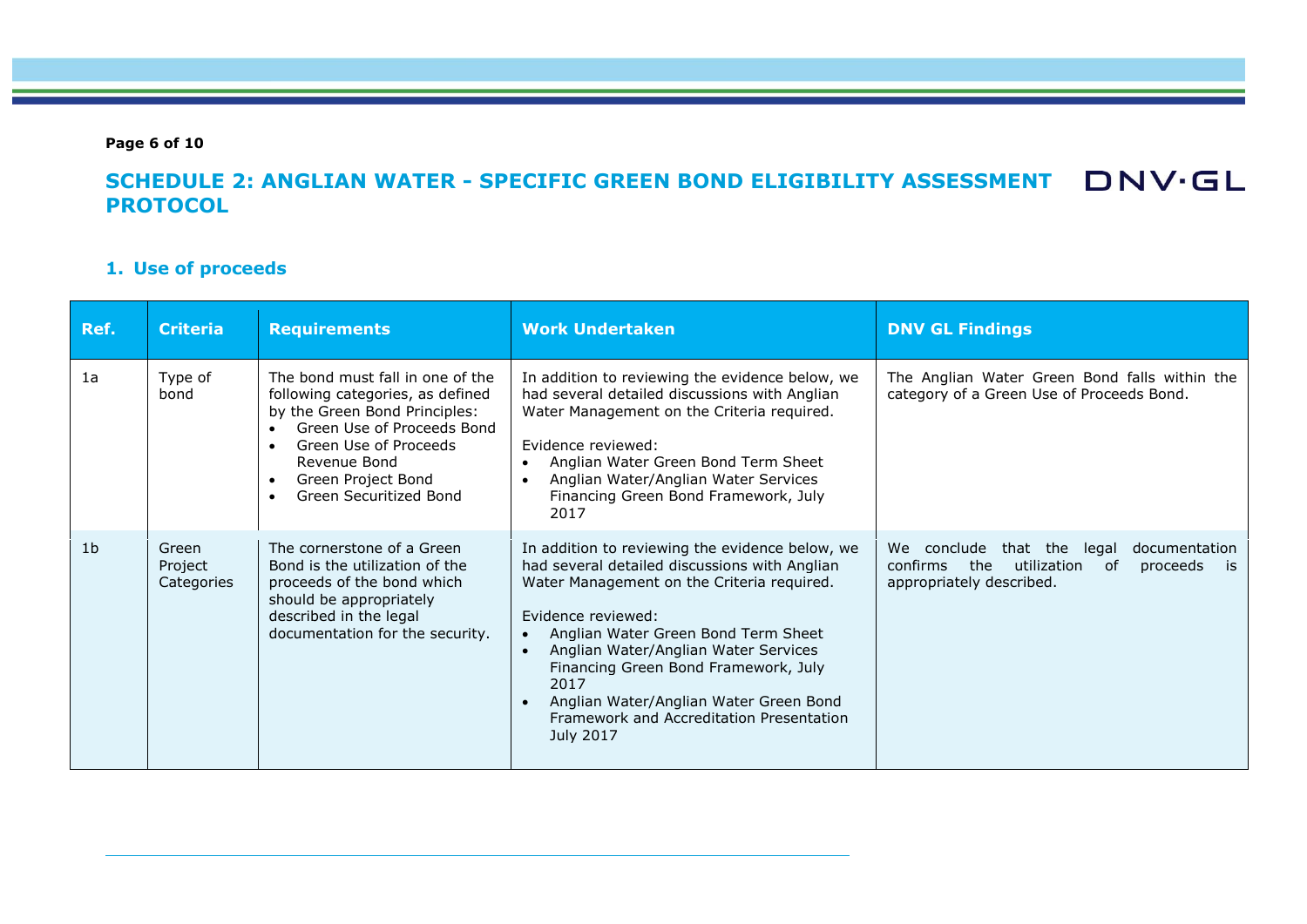## SCHEDULE 2: ANGLIAN WATER - SPECIFIC GREEN BOND ELIGIBILITY ASSESSMENT PROTOCOL

### 1. Use of proceeds

| Ref. | Criteria | Requirements | Work Undertaken | DNV GL Findings |
|---|---|---|---|---|
| 1a | Type of bond | The bond must fall in one of the following categories, as defined by the Green Bond Principles:<br>• Green Use of Proceeds Bond<br>• Green Use of Proceeds Revenue Bond<br>• Green Project Bond<br>• Green Securitized Bond | In addition to reviewing the evidence below, we had several detailed discussions with Anglian Water Management on the Criteria required.<br><br>Evidence reviewed:<br>• Anglian Water Green Bond Term Sheet<br>• Anglian Water/Anglian Water Services Financing Green Bond Framework, July 2017 | The Anglian Water Green Bond falls within the category of a Green Use of Proceeds Bond. |
| 1b | Green Project Categories | The cornerstone of a Green Bond is the utilization of the proceeds of the bond which should be appropriately described in the legal documentation for the security. | In addition to reviewing the evidence below, we had several detailed discussions with Anglian Water Management on the Criteria required.<br><br>Evidence reviewed:<br>• Anglian Water Green Bond Term Sheet<br>• Anglian Water/Anglian Water Services Financing Green Bond Framework, July 2017<br>• Anglian Water/Anglian Water Green Bond Framework and Accreditation Presentation July 2017 | We conclude that the legal documentation confirms the utilization of proceeds is appropriately described. |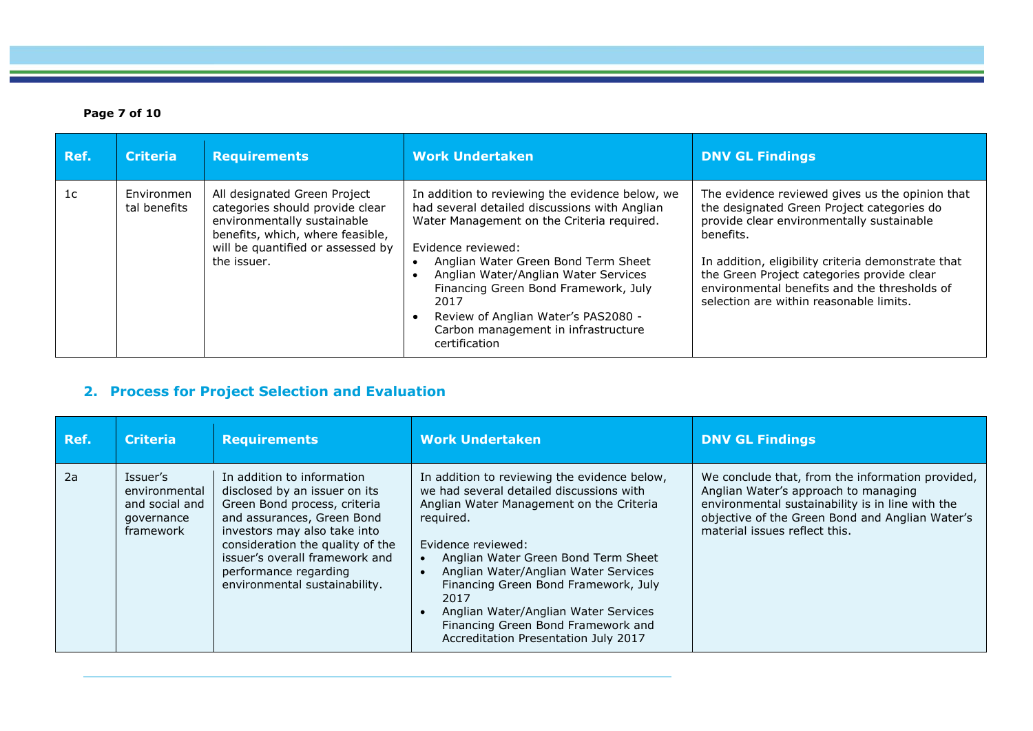| Ref. | Criteria | Requirements | Work Undertaken | DNV GL Findings |
|---|---|---|---|---|
| 1c | Environmental benefits | All designated Green Project categories should provide clear environmentally sustainable benefits, which, where feasible, will be quantified or assessed by the issuer. | In addition to reviewing the evidence below, we had several detailed discussions with Anglian Water Management on the Criteria required.<br><br>Evidence reviewed:<br>• Anglian Water Green Bond Term Sheet<br>• Anglian Water/Anglian Water Services Financing Green Bond Framework, July 2017<br>• Review of Anglian Water's PAS2080 - Carbon management in infrastructure certification | The evidence reviewed gives us the opinion that the designated Green Project categories do provide clear environmentally sustainable benefits.<br><br>In addition, eligibility criteria demonstrate that the Green Project categories provide clear environmental benefits and the thresholds of selection are within reasonable limits. |

## 2. Process for Project Selection and Evaluation

| Ref. | Criteria | Requirements | Work Undertaken | DNV GL Findings |
|---|---|---|---|---|
| 2a | Issuer's environmental and social and governance framework | In addition to information disclosed by an issuer on its Green Bond process, criteria and assurances, Green Bond investors may also take into consideration the quality of the issuer's overall framework and performance regarding environmental sustainability. | In addition to reviewing the evidence below, we had several detailed discussions with Anglian Water Management on the Criteria required.<br><br>Evidence reviewed:<br>• Anglian Water Green Bond Term Sheet<br>• Anglian Water/Anglian Water Services Financing Green Bond Framework, July 2017<br>• Anglian Water/Anglian Water Services Financing Green Bond Framework and Accreditation Presentation July 2017 | We conclude that, from the information provided, Anglian Water's approach to managing environmental sustainability is in line with the objective of the Green Bond and Anglian Water's material issues reflect this. |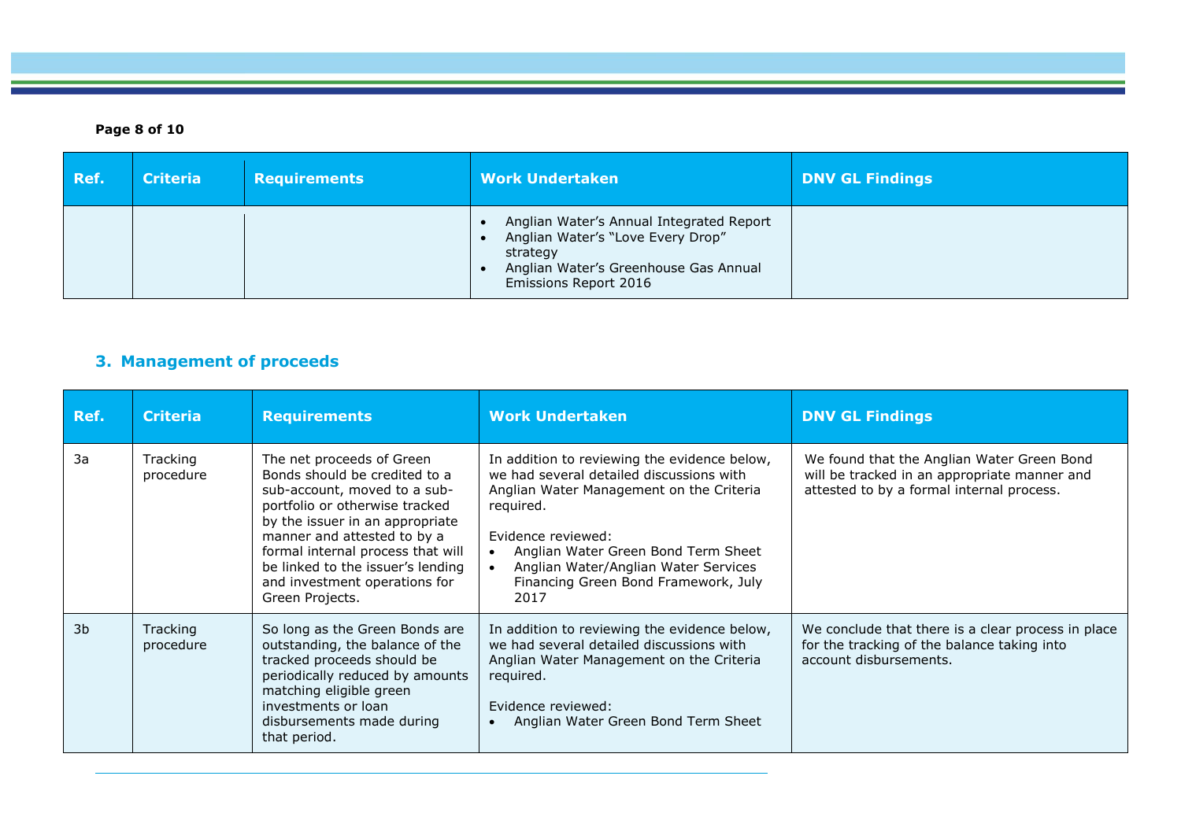| Ref. | Criteria | Requirements | Work Undertaken | DNV GL Findings |
|---|---|---|---|---|
| | | | • Anglian Water's Annual Integrated Report<br>• Anglian Water's "Love Every Drop" strategy<br>• Anglian Water's Greenhouse Gas Annual Emissions Report 2016 | |

## 3. Management of proceeds

| Ref. | Criteria | Requirements | Work Undertaken | DNV GL Findings |
|---|---|---|---|---|
| 3a | Tracking procedure | The net proceeds of Green Bonds should be credited to a sub-account, moved to a sub-portfolio or otherwise tracked by the issuer in an appropriate manner and attested to by a formal internal process that will be linked to the issuer's lending and investment operations for Green Projects. | In addition to reviewing the evidence below, we had several detailed discussions with Anglian Water Management on the Criteria required.<br><br>Evidence reviewed:<br>• Anglian Water Green Bond Term Sheet<br>• Anglian Water/Anglian Water Services Financing Green Bond Framework, July 2017 | We found that the Anglian Water Green Bond will be tracked in an appropriate manner and attested to by a formal internal process. |
| 3b | Tracking procedure | So long as the Green Bonds are outstanding, the balance of the tracked proceeds should be periodically reduced by amounts matching eligible green investments or loan disbursements made during that period. | In addition to reviewing the evidence below, we had several detailed discussions with Anglian Water Management on the Criteria required.<br><br>Evidence reviewed:<br>• Anglian Water Green Bond Term Sheet | We conclude that there is a clear process in place for the tracking of the balance taking into account disbursements. |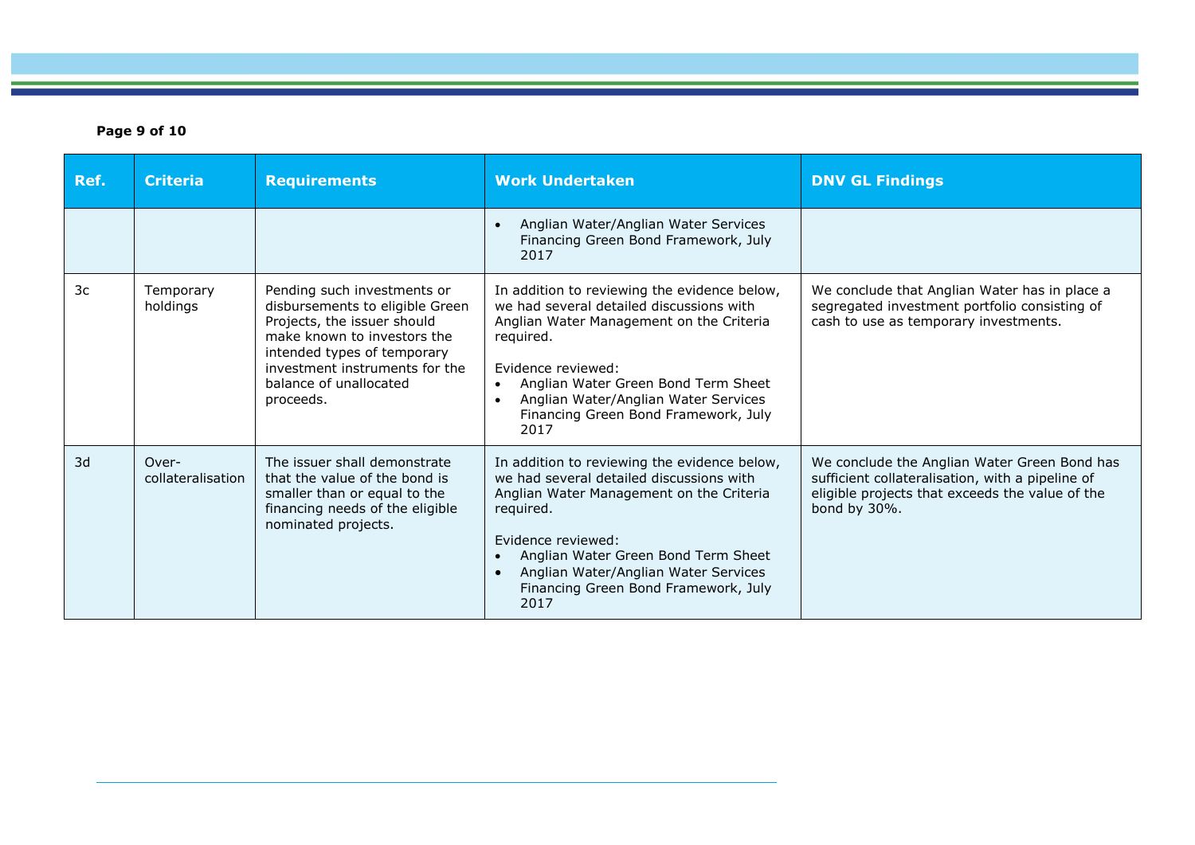| Ref. | Criteria | Requirements | Work Undertaken | DNV GL Findings |
|---|---|---|---|---|
| | | | • Anglian Water/Anglian Water Services Financing Green Bond Framework, July 2017 | |
| 3c | Temporary holdings | Pending such investments or disbursements to eligible Green Projects, the issuer should make known to investors the intended types of temporary investment instruments for the balance of unallocated proceeds. | In addition to reviewing the evidence below, we had several detailed discussions with Anglian Water Management on the Criteria required.<br><br>Evidence reviewed:<br>• Anglian Water Green Bond Term Sheet<br>• Anglian Water/Anglian Water Services Financing Green Bond Framework, July 2017 | We conclude that Anglian Water has in place a segregated investment portfolio consisting of cash to use as temporary investments. |
| 3d | Over-collateralisation | The issuer shall demonstrate that the value of the bond is smaller than or equal to the financing needs of the eligible nominated projects. | In addition to reviewing the evidence below, we had several detailed discussions with Anglian Water Management on the Criteria required.<br><br>Evidence reviewed:<br>• Anglian Water Green Bond Term Sheet<br>• Anglian Water/Anglian Water Services Financing Green Bond Framework, July 2017 | We conclude the Anglian Water Green Bond has sufficient collateralisation, with a pipeline of eligible projects that exceeds the value of the bond by 30%. |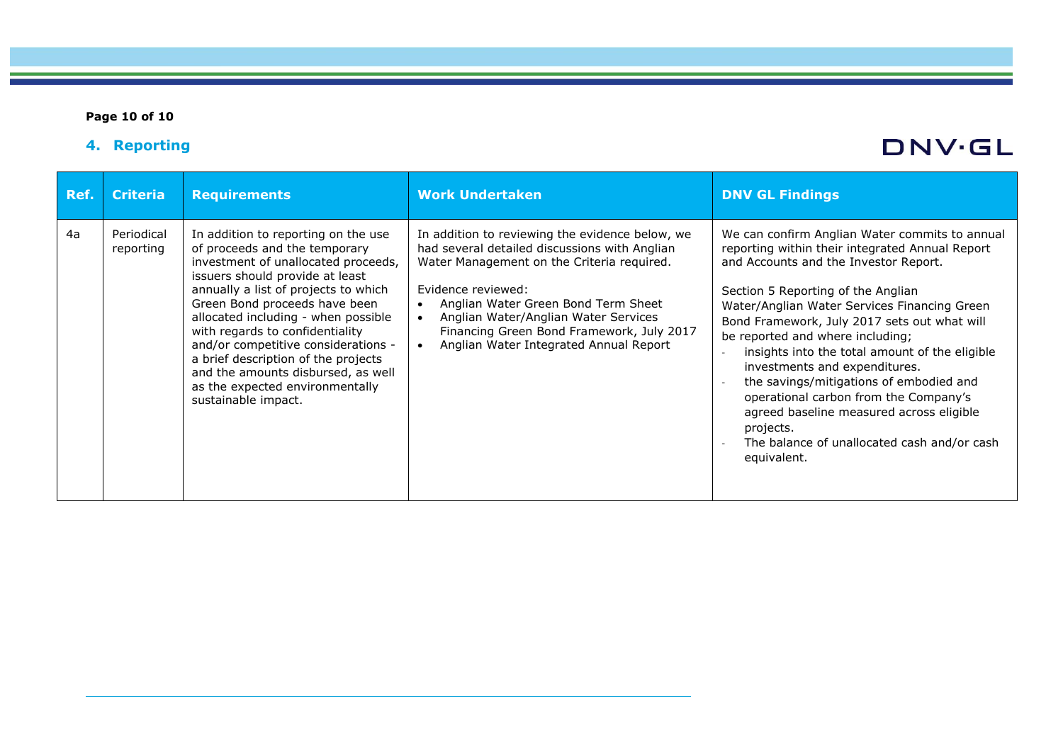## 4. Reporting

| Ref. | Criteria | Requirements | Work Undertaken | DNV GL Findings |
|---|---|---|---|---|
| 4a | Periodical reporting | In addition to reporting on the use of proceeds and the temporary investment of unallocated proceeds, issuers should provide at least annually a list of projects to which Green Bond proceeds have been allocated including - when possible with regards to confidentiality and/or competitive considerations - a brief description of the projects and the amounts disbursed, as well as the expected environmentally sustainable impact. | In addition to reviewing the evidence below, we had several detailed discussions with Anglian Water Management on the Criteria required.<br><br>Evidence reviewed:<br>• Anglian Water Green Bond Term Sheet<br>• Anglian Water/Anglian Water Services Financing Green Bond Framework, July 2017<br>• Anglian Water Integrated Annual Report | We can confirm Anglian Water commits to annual reporting within their integrated Annual Report and Accounts and the Investor Report.<br><br>Section 5 Reporting of the Anglian Water/Anglian Water Services Financing Green Bond Framework, July 2017 sets out what will be reported and where including;<br>- insights into the total amount of the eligible investments and expenditures.<br>- the savings/mitigations of embodied and operational carbon from the Company's agreed baseline measured across eligible projects.<br>- The balance of unallocated cash and/or cash equivalent. |